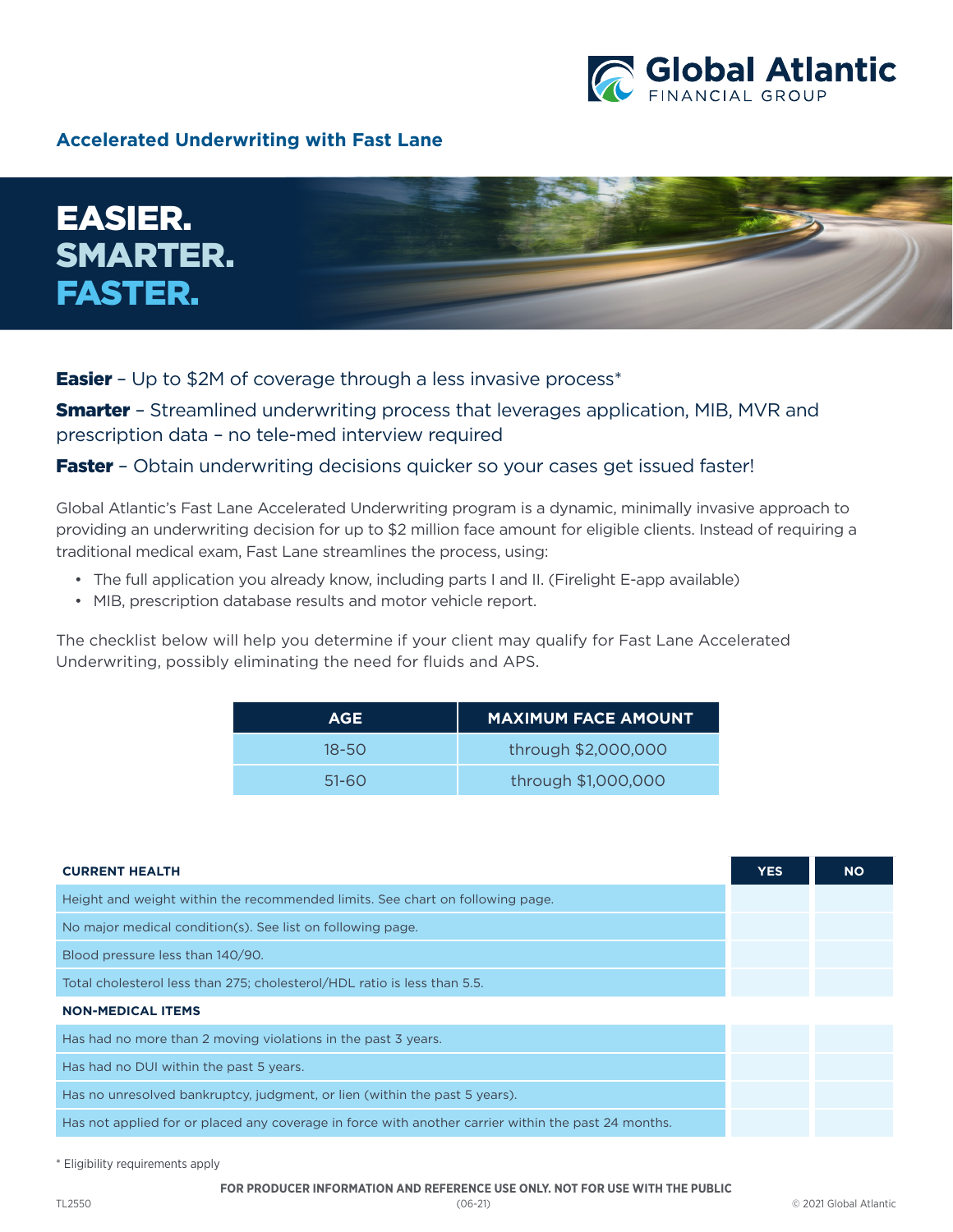Global Atlantic FINANCIAL GROUP

## Accelerated Underwriting with Fast Lane

# EASIER. SMARTER. FASTER.

**Easier** – Up to $2M of coverage through a less invasive process*

**Smarter** – Streamlined underwriting process that leverages application, MIB, MVR and prescription data – no tele-med interview required

**Faster** – Obtain underwriting decisions quicker so your cases get issued faster!

Global Atlantic's Fast Lane Accelerated Underwriting program is a dynamic, minimally invasive approach to providing an underwriting decision for up to $2 million face amount for eligible clients. Instead of requiring a traditional medical exam, Fast Lane streamlines the process, using:

- The full application you already know, including parts I and II. (Firelight E-app available)
- MIB, prescription database results and motor vehicle report.

The checklist below will help you determine if your client may qualify for Fast Lane Accelerated Underwriting, possibly eliminating the need for fluids and APS.

| AGE | MAXIMUM FACE AMOUNT |
|---|---|
| 18-50 | through $2,000,000 |
| 51-60 | through $1,000,000 |

| CURRENT HEALTH | YES | NO |
|---|---|---|
| Height and weight within the recommended limits. See chart on following page. | | |
| No major medical condition(s). See list on following page. | | |
| Blood pressure less than 140/90. | | |
| Total cholesterol less than 275; cholesterol/HDL ratio is less than 5.5. | | |
| **NON-MEDICAL ITEMS** | | |
| Has had no more than 2 moving violations in the past 3 years. | | |
| Has had no DUI within the past 5 years. | | |
| Has no unresolved bankruptcy, judgment, or lien (within the past 5 years). | | |
| Has not applied for or placed any coverage in force with another carrier within the past 24 months. | | |

* Eligibility requirements apply

FOR PRODUCER INFORMATION AND REFERENCE USE ONLY. NOT FOR USE WITH THE PUBLIC

TL2550 (06-21) © 2021 Global Atlantic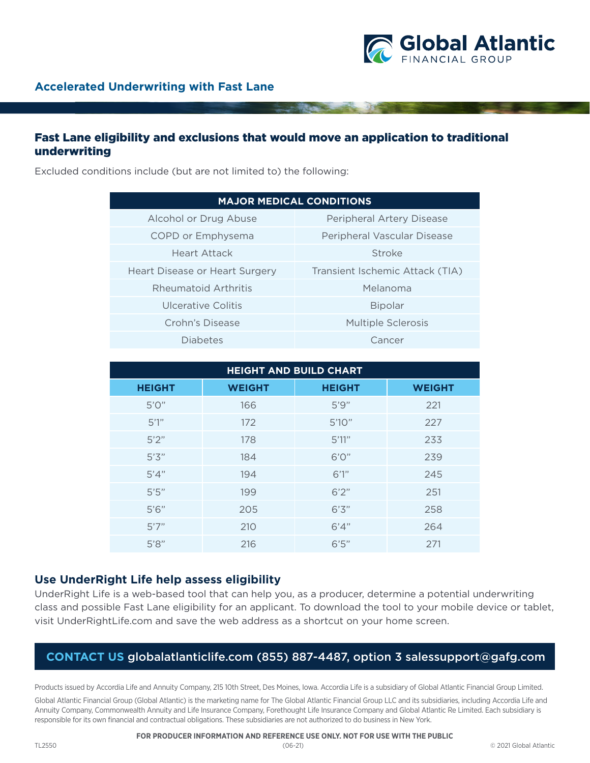Global Atlantic FINANCIAL GROUP

## Accelerated Underwriting with Fast Lane

### Fast Lane eligibility and exclusions that would move an application to traditional underwriting

Excluded conditions include (but are not limited to) the following:

| MAJOR MEDICAL CONDITIONS | |
|---|---|
| Alcohol or Drug Abuse | Peripheral Artery Disease |
| COPD or Emphysema | Peripheral Vascular Disease |
| Heart Attack | Stroke |
| Heart Disease or Heart Surgery | Transient Ischemic Attack (TIA) |
| Rheumatoid Arthritis | Melanoma |
| Ulcerative Colitis | Bipolar |
| Crohn's Disease | Multiple Sclerosis |
| Diabetes | Cancer |

| HEIGHT AND BUILD CHART | | | |
|---|---|---|---|
| **HEIGHT** | **WEIGHT** | **HEIGHT** | **WEIGHT** |
| 5'0" | 166 | 5'9" | 221 |
| 5'1" | 172 | 5'10" | 227 |
| 5'2" | 178 | 5'11" | 233 |
| 5'3" | 184 | 6'0" | 239 |
| 5'4" | 194 | 6'1" | 245 |
| 5'5" | 199 | 6'2" | 251 |
| 5'6" | 205 | 6'3" | 258 |
| 5'7" | 210 | 6'4" | 264 |
| 5'8" | 216 | 6'5" | 271 |

### Use UnderRight Life help assess eligibility

UnderRight Life is a web-based tool that can help you, as a producer, determine a potential underwriting class and possible Fast Lane eligibility for an applicant. To download the tool to your mobile device or tablet, visit UnderRightLife.com and save the web address as a shortcut on your home screen.

**CONTACT US** globalatlanticlife.com (855) 887-4487, option 3 salessupport@gafg.com

Products issued by Accordia Life and Annuity Company, 215 10th Street, Des Moines, Iowa. Accordia Life is a subsidiary of Global Atlantic Financial Group Limited.

Global Atlantic Financial Group (Global Atlantic) is the marketing name for The Global Atlantic Financial Group LLC and its subsidiaries, including Accordia Life and Annuity Company, Commonwealth Annuity and Life Insurance Company, Forethought Life Insurance Company and Global Atlantic Re Limited. Each subsidiary is responsible for its own financial and contractual obligations. These subsidiaries are not authorized to do business in New York.

**FOR PRODUCER INFORMATION AND REFERENCE USE ONLY. NOT FOR USE WITH THE PUBLIC**

TL2550 (06-21) © 2021 Global Atlantic